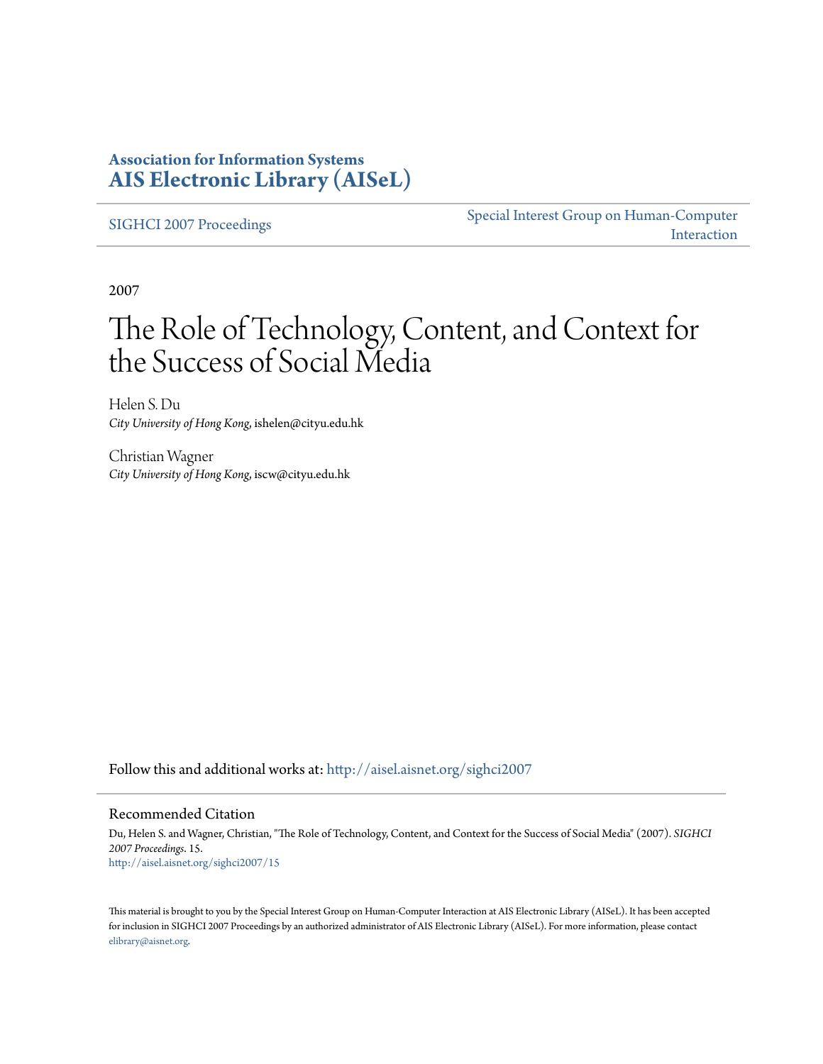**Association for Information Systems**
**AIS Electronic Library (AISeL)**

SIGHCI 2007 Proceedings | Special Interest Group on Human-Computer Interaction

2007

# The Role of Technology, Content, and Context for the Success of Social Media

Helen S. Du
*City University of Hong Kong*, ishelen@cityu.edu.hk

Christian Wagner
*City University of Hong Kong*, iscw@cityu.edu.hk

Follow this and additional works at: http://aisel.aisnet.org/sighci2007

## Recommended Citation

Du, Helen S. and Wagner, Christian, "The Role of Technology, Content, and Context for the Success of Social Media" (2007). *SIGHCI 2007 Proceedings*. 15.
http://aisel.aisnet.org/sighci2007/15

This material is brought to you by the Special Interest Group on Human-Computer Interaction at AIS Electronic Library (AISeL). It has been accepted for inclusion in SIGHCI 2007 Proceedings by an authorized administrator of AIS Electronic Library (AISeL). For more information, please contact elibrary@aisnet.org.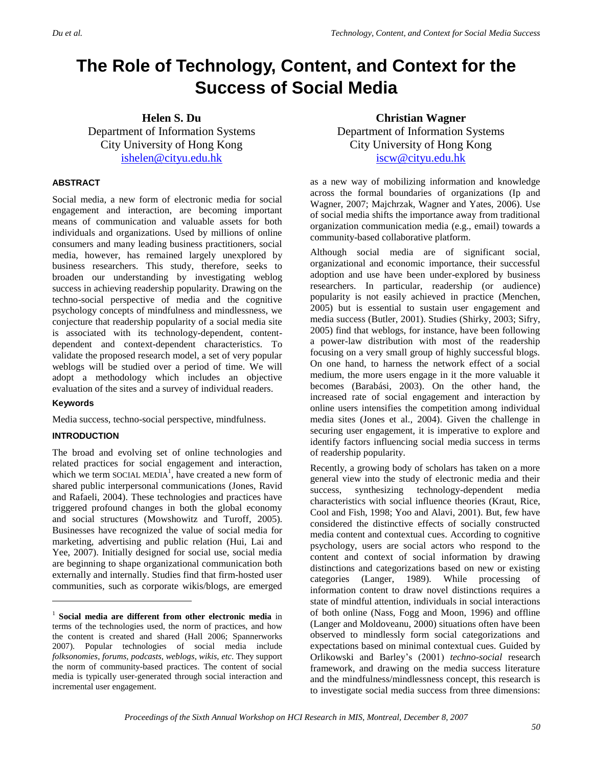# The Role of Technology, Content, and Context for the Success of Social Media

**Helen S. Du**
Department of Information Systems
City University of Hong Kong
ishelen@cityu.edu.hk

**Christian Wagner**
Department of Information Systems
City University of Hong Kong
iscw@cityu.edu.hk

### ABSTRACT

Social media, a new form of electronic media for social engagement and interaction, are becoming important means of communication and valuable assets for both individuals and organizations. Used by millions of online consumers and many leading business practitioners, social media, however, has remained largely unexplored by business researchers. This study, therefore, seeks to broaden our understanding by investigating weblog success in achieving readership popularity. Drawing on the techno-social perspective of media and the cognitive psychology concepts of mindfulness and mindlessness, we conjecture that readership popularity of a social media site is associated with its technology-dependent, content-dependent and context-dependent characteristics. To validate the proposed research model, a set of very popular weblogs will be studied over a period of time. We will adopt a methodology which includes an objective evaluation of the sites and a survey of individual readers.

### Keywords

Media success, techno-social perspective, mindfulness.

### INTRODUCTION

The broad and evolving set of online technologies and related practices for social engagement and interaction, which we term SOCIAL MEDIA[1], have created a new form of shared public interpersonal communications (Jones, Ravid and Rafaeli, 2004). These technologies and practices have triggered profound changes in both the global economy and social structures (Mowshowitz and Turoff, 2005). Businesses have recognized the value of social media for marketing, advertising and public relation (Hui, Lai and Yee, 2007). Initially designed for social use, social media are beginning to shape organizational communication both externally and internally. Studies find that firm-hosted user communities, such as corporate wikis/blogs, are emerged as a new way of mobilizing information and knowledge across the formal boundaries of organizations (Ip and Wagner, 2007; Majchrzak, Wagner and Yates, 2006). Use of social media shifts the importance away from traditional organization communication media (e.g., email) towards a community-based collaborative platform.

Although social media are of significant social, organizational and economic importance, their successful adoption and use have been under-explored by business researchers. In particular, readership (or audience) popularity is not easily achieved in practice (Menchen, 2005) but is essential to sustain user engagement and media success (Butler, 2001). Studies (Shirky, 2003; Sifry, 2005) find that weblogs, for instance, have been following a power-law distribution with most of the readership focusing on a very small group of highly successful blogs. On one hand, to harness the network effect of a social medium, the more users engage in it the more valuable it becomes (Barabási, 2003). On the other hand, the increased rate of social engagement and interaction by online users intensifies the competition among individual media sites (Jones et al., 2004). Given the challenge in securing user engagement, it is imperative to explore and identify factors influencing social media success in terms of readership popularity.

Recently, a growing body of scholars has taken on a more general view into the study of electronic media and their success, synthesizing technology-dependent media characteristics with social influence theories (Kraut, Rice, Cool and Fish, 1998; Yoo and Alavi, 2001). But, few have considered the distinctive effects of socially constructed media content and contextual cues. According to cognitive psychology, users are social actors who respond to the content and context of social information by drawing distinctions and categorizations based on new or existing categories (Langer, 1989). While processing of information content to draw novel distinctions requires a state of mindful attention, individuals in social interactions of both online (Nass, Fogg and Moon, 1996) and offline (Langer and Moldoveanu, 2000) situations often have been observed to mindlessly form social categorizations and expectations based on minimal contextual cues. Guided by Orlikowski and Barley's (2001) *techno-social* research framework, and drawing on the media success literature and the mindfulness/mindlessness concept, this research is to investigate social media success from three dimensions:

[1] **Social media are different from other electronic media** in terms of the technologies used, the norm of practices, and how the content is created and shared (Hall 2006; Spannerworks 2007). Popular technologies of social media include *folksonomies*, *forums*, *podcasts*, *weblogs*, *wikis*, *etc*. They support the norm of community-based practices. The content of social media is typically user-generated through social interaction and incremental user engagement.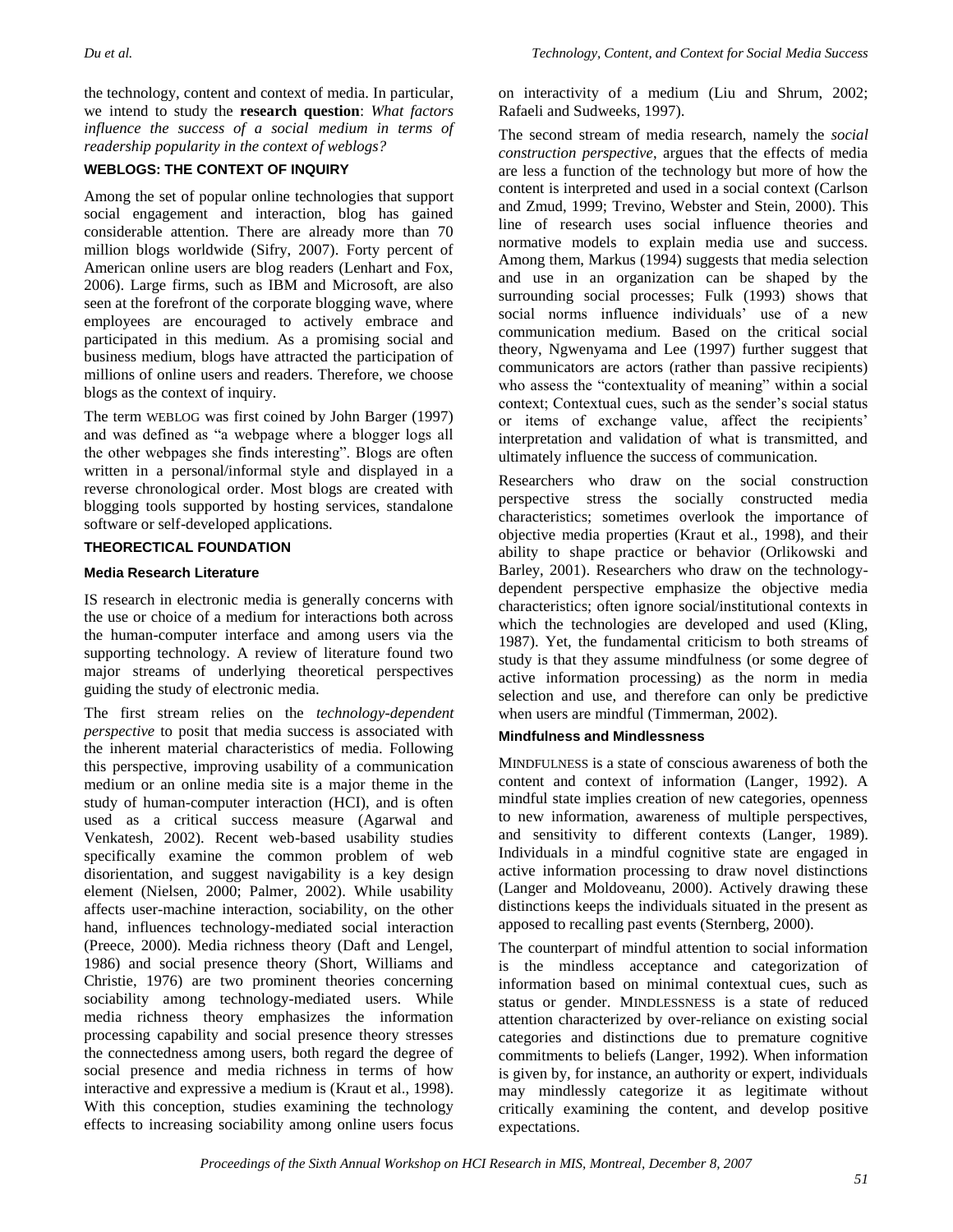the technology, content and context of media. In particular, we intend to study the **research question**: *What factors influence the success of a social medium in terms of readership popularity in the context of weblogs?*

## WEBLOGS: THE CONTEXT OF INQUIRY

Among the set of popular online technologies that support social engagement and interaction, blog has gained considerable attention. There are already more than 70 million blogs worldwide (Sifry, 2007). Forty percent of American online users are blog readers (Lenhart and Fox, 2006). Large firms, such as IBM and Microsoft, are also seen at the forefront of the corporate blogging wave, where employees are encouraged to actively embrace and participated in this medium. As a promising social and business medium, blogs have attracted the participation of millions of online users and readers. Therefore, we choose blogs as the context of inquiry.

The term WEBLOG was first coined by John Barger (1997) and was defined as "a webpage where a blogger logs all the other webpages she finds interesting". Blogs are often written in a personal/informal style and displayed in a reverse chronological order. Most blogs are created with blogging tools supported by hosting services, standalone software or self-developed applications.

## THEORECTICAL FOUNDATION

### Media Research Literature

IS research in electronic media is generally concerns with the use or choice of a medium for interactions both across the human-computer interface and among users via the supporting technology. A review of literature found two major streams of underlying theoretical perspectives guiding the study of electronic media.

The first stream relies on the *technology-dependent perspective* to posit that media success is associated with the inherent material characteristics of media. Following this perspective, improving usability of a communication medium or an online media site is a major theme in the study of human-computer interaction (HCI), and is often used as a critical success measure (Agarwal and Venkatesh, 2002). Recent web-based usability studies specifically examine the common problem of web disorientation, and suggest navigability is a key design element (Nielsen, 2000; Palmer, 2002). While usability affects user-machine interaction, sociability, on the other hand, influences technology-mediated social interaction (Preece, 2000). Media richness theory (Daft and Lengel, 1986) and social presence theory (Short, Williams and Christie, 1976) are two prominent theories concerning sociability among technology-mediated users. While media richness theory emphasizes the information processing capability and social presence theory stresses the connectedness among users, both regard the degree of social presence and media richness in terms of how interactive and expressive a medium is (Kraut et al., 1998). With this conception, studies examining the technology effects to increasing sociability among online users focus on interactivity of a medium (Liu and Shrum, 2002; Rafaeli and Sudweeks, 1997).

The second stream of media research, namely the *social construction perspective*, argues that the effects of media are less a function of the technology but more of how the content is interpreted and used in a social context (Carlson and Zmud, 1999; Trevino, Webster and Stein, 2000). This line of research uses social influence theories and normative models to explain media use and success. Among them, Markus (1994) suggests that media selection and use in an organization can be shaped by the surrounding social processes; Fulk (1993) shows that social norms influence individuals' use of a new communication medium. Based on the critical social theory, Ngwenyama and Lee (1997) further suggest that communicators are actors (rather than passive recipients) who assess the "contextuality of meaning" within a social context; Contextual cues, such as the sender's social status or items of exchange value, affect the recipients' interpretation and validation of what is transmitted, and ultimately influence the success of communication.

Researchers who draw on the social construction perspective stress the socially constructed media characteristics; sometimes overlook the importance of objective media properties (Kraut et al., 1998), and their ability to shape practice or behavior (Orlikowski and Barley, 2001). Researchers who draw on the technology-dependent perspective emphasize the objective media characteristics; often ignore social/institutional contexts in which the technologies are developed and used (Kling, 1987). Yet, the fundamental criticism to both streams of study is that they assume mindfulness (or some degree of active information processing) as the norm in media selection and use, and therefore can only be predictive when users are mindful (Timmerman, 2002).

### Mindfulness and Mindlessness

MINDFULNESS is a state of conscious awareness of both the content and context of information (Langer, 1992). A mindful state implies creation of new categories, openness to new information, awareness of multiple perspectives, and sensitivity to different contexts (Langer, 1989). Individuals in a mindful cognitive state are engaged in active information processing to draw novel distinctions (Langer and Moldoveanu, 2000). Actively drawing these distinctions keeps the individuals situated in the present as apposed to recalling past events (Sternberg, 2000).

The counterpart of mindful attention to social information is the mindless acceptance and categorization of information based on minimal contextual cues, such as status or gender. MINDLESSNESS is a state of reduced attention characterized by over-reliance on existing social categories and distinctions due to premature cognitive commitments to beliefs (Langer, 1992). When information is given by, for instance, an authority or expert, individuals may mindlessly categorize it as legitimate without critically examining the content, and develop positive expectations.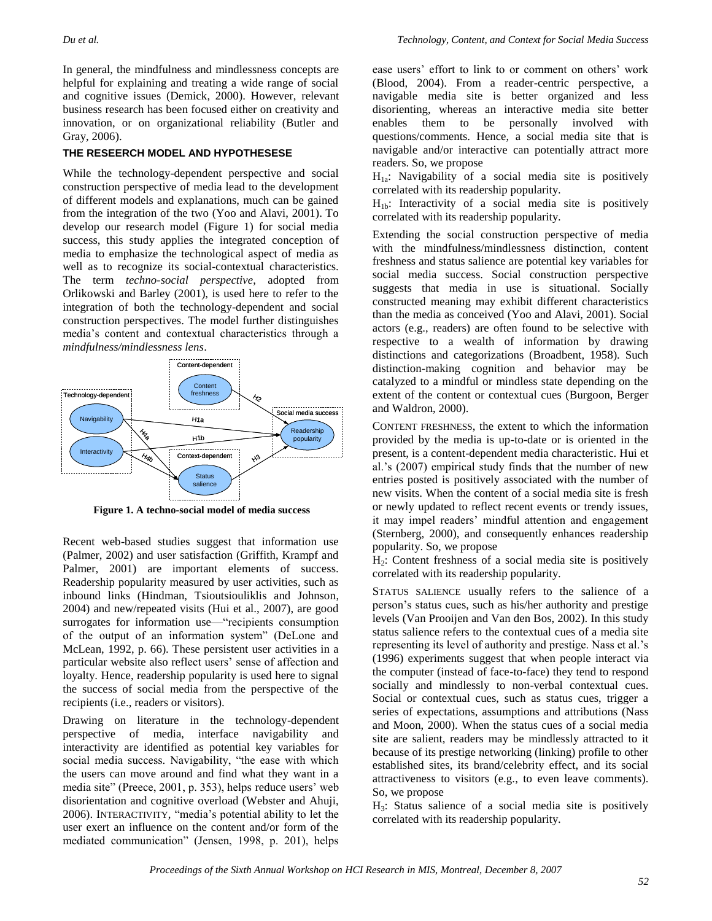In general, the mindfulness and mindlessness concepts are helpful for explaining and treating a wide range of social and cognitive issues (Demick, 2000). However, relevant business research has been focused either on creativity and innovation, or on organizational reliability (Butler and Gray, 2006).

## THE RESEERCH MODEL AND HYPOTHESESE

While the technology-dependent perspective and social construction perspective of media lead to the development of different models and explanations, much can be gained from the integration of the two (Yoo and Alavi, 2001). To develop our research model (Figure 1) for social media success, this study applies the integrated conception of media to emphasize the technological aspect of media as well as to recognize its social-contextual characteristics. The term *techno-social perspective*, adopted from Orlikowski and Barley (2001), is used here to refer to the integration of both the technology-dependent and social construction perspectives. The model further distinguishes media's content and contextual characteristics through a *mindfulness/mindlessness lens*.

**Figure 1. A techno-social model of media success**

Recent web-based studies suggest that information use (Palmer, 2002) and user satisfaction (Griffith, Krampf and Palmer, 2001) are important elements of success. Readership popularity measured by user activities, such as inbound links (Hindman, Tsioutsiouliklis and Johnson, 2004) and new/repeated visits (Hui et al., 2007), are good surrogates for information use—"recipients consumption of the output of an information system" (DeLone and McLean, 1992, p. 66). These persistent user activities in a particular website also reflect users' sense of affection and loyalty. Hence, readership popularity is used here to signal the success of social media from the perspective of the recipients (i.e., readers or visitors).

Drawing on literature in the technology-dependent perspective of media, interface navigability and interactivity are identified as potential key variables for social media success. Navigability, "the ease with which the users can move around and find what they want in a media site" (Preece, 2001, p. 353), helps reduce users' web disorientation and cognitive overload (Webster and Ahuji, 2006). INTERACTIVITY, "media's potential ability to let the user exert an influence on the content and/or form of the mediated communication" (Jensen, 1998, p. 201), helps ease users' effort to link to or comment on others' work (Blood, 2004). From a reader-centric perspective, a navigable media site is better organized and less disorienting, whereas an interactive media site better enables them to be personally involved with questions/comments. Hence, a social media site that is navigable and/or interactive can potentially attract more readers. So, we propose

$H_{1a}$: Navigability of a social media site is positively correlated with its readership popularity.

$H_{1b}$: Interactivity of a social media site is positively correlated with its readership popularity.

Extending the social construction perspective of media with the mindfulness/mindlessness distinction, content freshness and status salience are potential key variables for social media success. Social construction perspective suggests that media in use is situational. Socially constructed meaning may exhibit different characteristics than the media as conceived (Yoo and Alavi, 2001). Social actors (e.g., readers) are often found to be selective with respective to a wealth of information by drawing distinctions and categorizations (Broadbent, 1958). Such distinction-making cognition and behavior may be catalyzed to a mindful or mindless state depending on the extent of the content or contextual cues (Burgoon, Berger and Waldron, 2000).

CONTENT FRESHNESS, the extent to which the information provided by the media is up-to-date or is oriented in the present, is a content-dependent media characteristic. Hui et al.'s (2007) empirical study finds that the number of new entries posted is positively associated with the number of new visits. When the content of a social media site is fresh or newly updated to reflect recent events or trendy issues, it may impel readers' mindful attention and engagement (Sternberg, 2000), and consequently enhances readership popularity. So, we propose

$H_2$: Content freshness of a social media site is positively correlated with its readership popularity.

STATUS SALIENCE usually refers to the salience of a person's status cues, such as his/her authority and prestige levels (Van Prooijen and Van den Bos, 2002). In this study status salience refers to the contextual cues of a media site representing its level of authority and prestige. Nass et al.'s (1996) experiments suggest that when people interact via the computer (instead of face-to-face) they tend to respond socially and mindlessly to non-verbal contextual cues. Social or contextual cues, such as status cues, trigger a series of expectations, assumptions and attributions (Nass and Moon, 2000). When the status cues of a social media site are salient, readers may be mindlessly attracted to it because of its prestige networking (linking) profile to other established sites, its brand/celebrity effect, and its social attractiveness to visitors (e.g., to even leave comments). So, we propose

$H_3$: Status salience of a social media site is positively correlated with its readership popularity.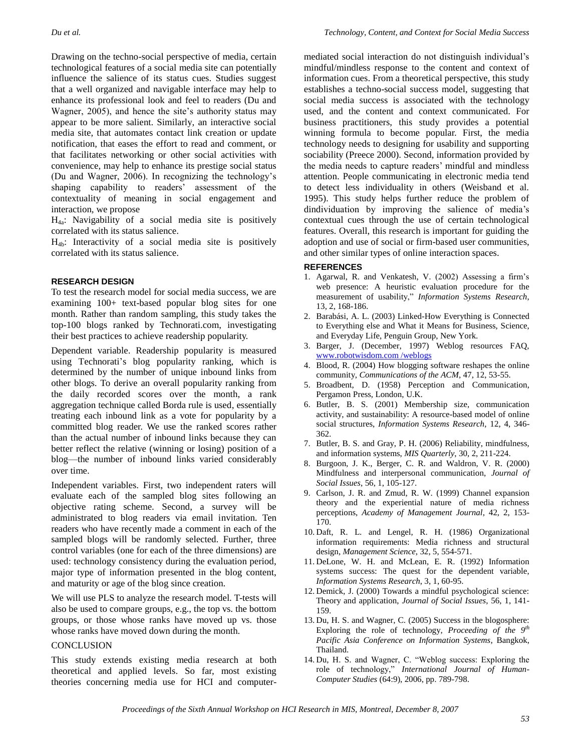Drawing on the techno-social perspective of media, certain technological features of a social media site can potentially influence the salience of its status cues. Studies suggest that a well organized and navigable interface may help to enhance its professional look and feel to readers (Du and Wagner, 2005), and hence the site's authority status may appear to be more salient. Similarly, an interactive social media site, that automates contact link creation or update notification, that eases the effort to read and comment, or that facilitates networking or other social activities with convenience, may help to enhance its prestige social status (Du and Wagner, 2006). In recognizing the technology's shaping capability to readers' assessment of the contextuality of meaning in social engagement and interaction, we propose

$H_{4a}$: Navigability of a social media site is positively correlated with its status salience.

$H_{4b}$: Interactivity of a social media site is positively correlated with its status salience.

## RESEARCH DESIGN

To test the research model for social media success, we are examining 100+ text-based popular blog sites for one month. Rather than random sampling, this study takes the top-100 blogs ranked by Technorati.com, investigating their best practices to achieve readership popularity.

Dependent variable. Readership popularity is measured using Technorati's blog popularity ranking, which is determined by the number of unique inbound links from other blogs. To derive an overall popularity ranking from the daily recorded scores over the month, a rank aggregation technique called Borda rule is used, essentially treating each inbound link as a vote for popularity by a committed blog reader. We use the ranked scores rather than the actual number of inbound links because they can better reflect the relative (winning or losing) position of a blog—the number of inbound links varied considerably over time.

Independent variables. First, two independent raters will evaluate each of the sampled blog sites following an objective rating scheme. Second, a survey will be administrated to blog readers via email invitation. Ten readers who have recently made a comment in each of the sampled blogs will be randomly selected. Further, three control variables (one for each of the three dimensions) are used: technology consistency during the evaluation period, major type of information presented in the blog content, and maturity or age of the blog since creation.

We will use PLS to analyze the research model. T-tests will also be used to compare groups, e.g., the top vs. the bottom groups, or those whose ranks have moved up vs. those whose ranks have moved down during the month.

## CONCLUSION

This study extends existing media research at both theoretical and applied levels. So far, most existing theories concerning media use for HCI and computer-mediated social interaction do not distinguish individual's mindful/mindless response to the content and context of information cues. From a theoretical perspective, this study establishes a techno-social success model, suggesting that social media success is associated with the technology used, and the content and context communicated. For business practitioners, this study provides a potential winning formula to become popular. First, the media technology needs to designing for usability and supporting sociability (Preece 2000). Second, information provided by the media needs to capture readers' mindful and mindless attention. People communicating in electronic media tend to detect less individuality in others (Weisband et al. 1995). This study helps further reduce the problem of dindividuation by improving the salience of media's contextual cues through the use of certain technological features. Overall, this research is important for guiding the adoption and use of social or firm-based user communities, and other similar types of online interaction spaces.

## REFERENCES

1. Agarwal, R. and Venkatesh, V. (2002) Assessing a firm's web presence: A heuristic evaluation procedure for the measurement of usability," *Information Systems Research*, 13, 2, 168-186.
2. Barabási, A. L. (2003) Linked-How Everything is Connected to Everything else and What it Means for Business, Science, and Everyday Life, Penguin Group, New York.
3. Barger, J. (December, 1997) Weblog resources FAQ, www.robotwisdom.com /weblogs
4. Blood, R. (2004) How blogging software reshapes the online community, *Communications of the ACM*, 47, 12, 53-55.
5. Broadbent, D. (1958) Perception and Communication, Pergamon Press, London, U.K.
6. Butler, B. S. (2001) Membership size, communication activity, and sustainability: A resource-based model of online social structures, *Information Systems Research*, 12, 4, 346-362.
7. Butler, B. S. and Gray, P. H. (2006) Reliability, mindfulness, and information systems, *MIS Quarterly*, 30, 2, 211-224.
8. Burgoon, J. K., Berger, C. R. and Waldron, V. R. (2000) Mindfulness and interpersonal communication, *Journal of Social Issues*, 56, 1, 105-127.
9. Carlson, J. R. and Zmud, R. W. (1999) Channel expansion theory and the experiential nature of media richness perceptions, *Academy of Management Journal*, 42, 2, 153-170.
10. Daft, R. L. and Lengel, R. H. (1986) Organizational information requirements: Media richness and structural design, *Management Science*, 32, 5, 554-571.
11. DeLone, W. H. and McLean, E. R. (1992) Information systems success: The quest for the dependent variable, *Information Systems Research*, 3, 1, 60-95.
12. Demick, J. (2000) Towards a mindful psychological science: Theory and application, *Journal of Social Issues*, 56, 1, 141-159.
13. Du, H. S. and Wagner, C. (2005) Success in the blogosphere: Exploring the role of technology, *Proceeding of the 9th Pacific Asia Conference on Information Systems*, Bangkok, Thailand.
14. Du, H. S. and Wagner, C. "Weblog success: Exploring the role of technology," *International Journal of Human-Computer Studies* (64:9), 2006, pp. 789-798.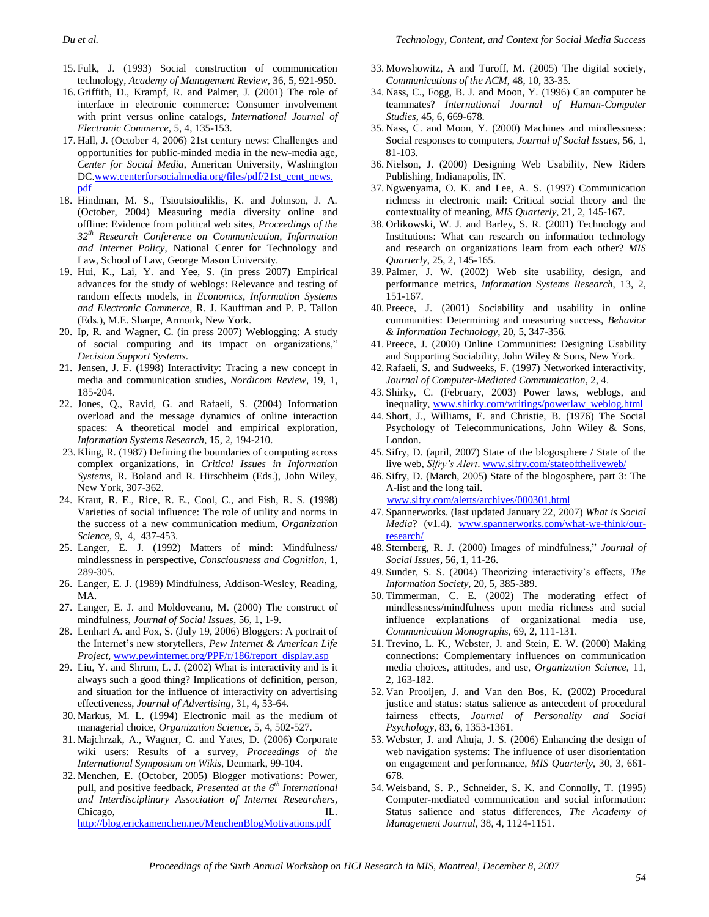15. Fulk, J. (1993) Social construction of communication technology, *Academy of Management Review*, 36, 5, 921-950.
16. Griffith, D., Krampf, R. and Palmer, J. (2001) The role of interface in electronic commerce: Consumer involvement with print versus online catalogs, *International Journal of Electronic Commerce*, 5, 4, 135-153.
17. Hall, J. (October 4, 2006) 21st century news: Challenges and opportunities for public-minded media in the new-media age, *Center for Social Media*, American University, Washington DC.www.centerforsocialmedia.org/files/pdf/21st_cent_news.pdf
18. Hindman, M. S., Tsioutsiouliklis, K. and Johnson, J. A. (October, 2004) Measuring media diversity online and offline: Evidence from political web sites, *Proceedings of the 32[th] Research Conference on Communication, Information and Internet Policy*, National Center for Technology and Law, School of Law, George Mason University.
19. Hui, K., Lai, Y. and Yee, S. (in press 2007) Empirical advances for the study of weblogs: Relevance and testing of random effects models, in *Economics, Information Systems and Electronic Commerce*, R. J. Kauffman and P. P. Tallon (Eds.), M.E. Sharpe, Armonk, New York.
20. Ip, R. and Wagner, C. (in press 2007) Weblogging: A study of social computing and its impact on organizations," *Decision Support Systems*.
21. Jensen, J. F. (1998) Interactivity: Tracing a new concept in media and communication studies, *Nordicom Review*, 19, 1, 185-204.
22. Jones, Q., Ravid, G. and Rafaeli, S. (2004) Information overload and the message dynamics of online interaction spaces: A theoretical model and empirical exploration, *Information Systems Research*, 15, 2, 194-210.
23. Kling, R. (1987) Defining the boundaries of computing across complex organizations, in *Critical Issues in Information Systems*, R. Boland and R. Hirschheim (Eds.), John Wiley, New York, 307-362.
24. Kraut, R. E., Rice, R. E., Cool, C., and Fish, R. S. (1998) Varieties of social influence: The role of utility and norms in the success of a new communication medium, *Organization Science*, 9, 4, 437-453.
25. Langer, E. J. (1992) Matters of mind: Mindfulness/ mindlessness in perspective, *Consciousness and Cognition*, 1, 289-305.
26. Langer, E. J. (1989) Mindfulness, Addison-Wesley, Reading, MA.
27. Langer, E. J. and Moldoveanu, M. (2000) The construct of mindfulness, *Journal of Social Issues*, 56, 1, 1-9.
28. Lenhart A. and Fox, S. (July 19, 2006) Bloggers: A portrait of the Internet's new storytellers, *Pew Internet & American Life Project*, www.pewinternet.org/PPF/r/186/report_display.asp
29. Liu, Y. and Shrum, L. J. (2002) What is interactivity and is it always such a good thing? Implications of definition, person, and situation for the influence of interactivity on advertising effectiveness, *Journal of Advertising*, 31, 4, 53-64.
30. Markus, M. L. (1994) Electronic mail as the medium of managerial choice, *Organization Science*, 5, 4, 502-527.
31. Majchrzak, A., Wagner, C. and Yates, D. (2006) Corporate wiki users: Results of a survey, *Proceedings of the International Symposium on Wikis*, Denmark, 99-104.
32. Menchen, E. (October, 2005) Blogger motivations: Power, pull, and positive feedback, *Presented at the 6[th] International and Interdisciplinary Association of Internet Researchers*, Chicago, IL. http://blog.erickamenchen.net/MenchenBlogMotivations.pdf
33. Mowshowitz, A and Turoff, M. (2005) The digital society, *Communications of the ACM*, 48, 10, 33-35.
34. Nass, C., Fogg, B. J. and Moon, Y. (1996) Can computer be teammates? *International Journal of Human-Computer Studies*, 45, 6, 669-678.
35. Nass, C. and Moon, Y. (2000) Machines and mindlessness: Social responses to computers, *Journal of Social Issues*, 56, 1, 81-103.
36. Nielson, J. (2000) Designing Web Usability, New Riders Publishing, Indianapolis, IN.
37. Ngwenyama, O. K. and Lee, A. S. (1997) Communication richness in electronic mail: Critical social theory and the contextuality of meaning, *MIS Quarterly*, 21, 2, 145-167.
38. Orlikowski, W. J. and Barley, S. R. (2001) Technology and Institutions: What can research on information technology and research on organizations learn from each other? *MIS Quarterly*, 25, 2, 145-165.
39. Palmer, J. W. (2002) Web site usability, design, and performance metrics, *Information Systems Research*, 13, 2, 151-167.
40. Preece, J. (2001) Sociability and usability in online communities: Determining and measuring success, *Behavior & Information Technology*, 20, 5, 347-356.
41. Preece, J. (2000) Online Communities: Designing Usability and Supporting Sociability, John Wiley & Sons, New York.
42. Rafaeli, S. and Sudweeks, F. (1997) Networked interactivity, *Journal of Computer-Mediated Communication*, 2, 4.
43. Shirky, C. (February, 2003) Power laws, weblogs, and inequality, www.shirky.com/writings/powerlaw_weblog.html
44. Short, J., Williams, E. and Christie, B. (1976) The Social Psychology of Telecommunications, John Wiley & Sons, London.
45. Sifry, D. (april, 2007) State of the blogosphere / State of the live web, *Sifry's Alert*. www.sifry.com/stateoftheliveweb/
46. Sifry, D. (March, 2005) State of the blogosphere, part 3: The A-list and the long tail. www.sifry.com/alerts/archives/000301.html
47. Spannerworks. (last updated January 22, 2007) *What is Social Media*? (v1.4). www.spannerworks.com/what-we-think/our-research/
48. Sternberg, R. J. (2000) Images of mindfulness," *Journal of Social Issues*, 56, 1, 11-26.
49. Sunder, S. S. (2004) Theorizing interactivity's effects, *The Information Society*, 20, 5, 385-389.
50. Timmerman, C. E. (2002) The moderating effect of mindlessness/mindfulness upon media richness and social influence explanations of organizational media use, *Communication Monographs*, 69, 2, 111-131.
51. Trevino, L. K., Webster, J. and Stein, E. W. (2000) Making connections: Complementary influences on communication media choices, attitudes, and use, *Organization Science*, 11, 2, 163-182.
52. Van Prooijen, J. and Van den Bos, K. (2002) Procedural justice and status: status salience as antecedent of procedural fairness effects, *Journal of Personality and Social Psychology*, 83, 6, 1353-1361.
53. Webster, J. and Ahuja, J. S. (2006) Enhancing the design of web navigation systems: The influence of user disorientation on engagement and performance, *MIS Quarterly*, 30, 3, 661-678.
54. Weisband, S. P., Schneider, S. K. and Connolly, T. (1995) Computer-mediated communication and social information: Status salience and status differences, *The Academy of Management Journal*, 38, 4, 1124-1151.